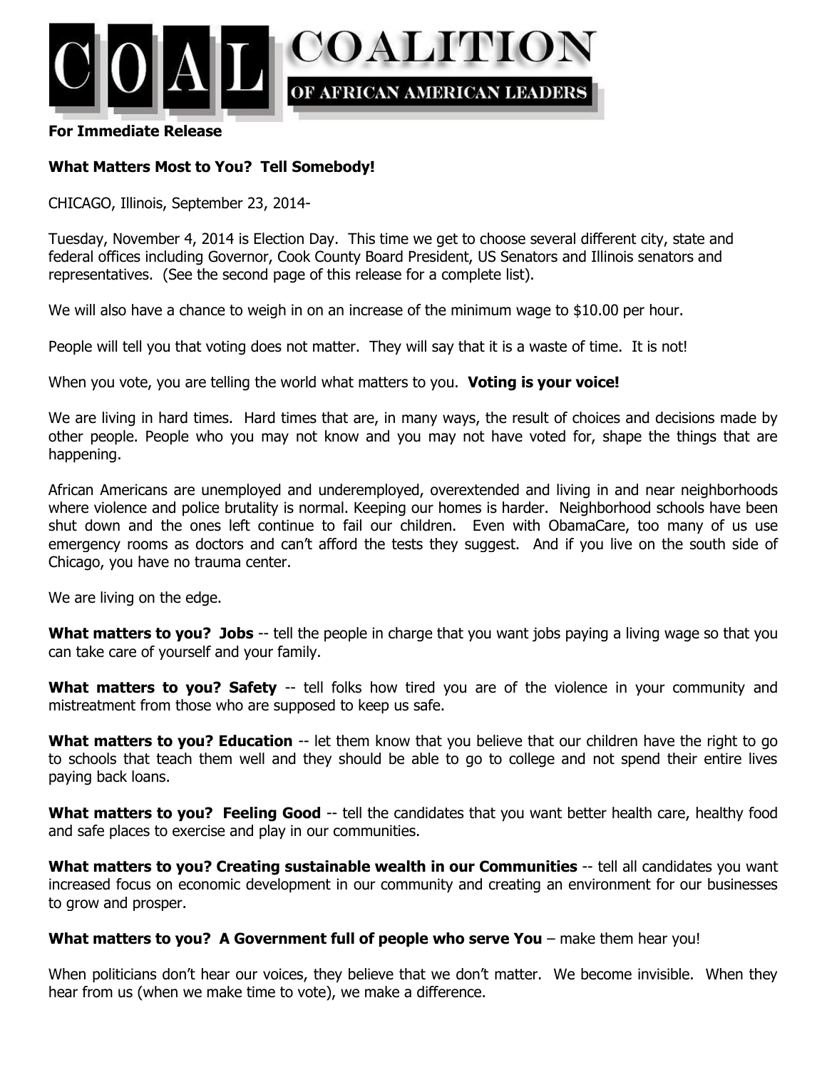# COAL COALITION OF AFRICAN AMERICAN LEADERS

**For Immediate Release**

**What Matters Most to You? Tell Somebody!**

CHICAGO, Illinois, September 23, 2014-

Tuesday, November 4, 2014 is Election Day. This time we get to choose several different city, state and federal offices including Governor, Cook County Board President, US Senators and Illinois senators and representatives. (See the second page of this release for a complete list).

We will also have a chance to weigh in on an increase of the minimum wage to $10.00 per hour.

People will tell you that voting does not matter. They will say that it is a waste of time. It is not!

When you vote, you are telling the world what matters to you. **Voting is your voice!**

We are living in hard times. Hard times that are, in many ways, the result of choices and decisions made by other people. People who you may not know and you may not have voted for, shape the things that are happening.

African Americans are unemployed and underemployed, overextended and living in and near neighborhoods where violence and police brutality is normal. Keeping our homes is harder. Neighborhood schools have been shut down and the ones left continue to fail our children. Even with ObamaCare, too many of us use emergency rooms as doctors and can't afford the tests they suggest. And if you live on the south side of Chicago, you have no trauma center.

We are living on the edge.

**What matters to you? Jobs** -- tell the people in charge that you want jobs paying a living wage so that you can take care of yourself and your family.

**What matters to you? Safety** -- tell folks how tired you are of the violence in your community and mistreatment from those who are supposed to keep us safe.

**What matters to you? Education** -- let them know that you believe that our children have the right to go to schools that teach them well and they should be able to go to college and not spend their entire lives paying back loans.

**What matters to you? Feeling Good** -- tell the candidates that you want better health care, healthy food and safe places to exercise and play in our communities.

**What matters to you? Creating sustainable wealth in our Communities** -- tell all candidates you want increased focus on economic development in our community and creating an environment for our businesses to grow and prosper.

**What matters to you? A Government full of people who serve You** – make them hear you!

When politicians don't hear our voices, they believe that we don't matter. We become invisible. When they hear from us (when we make time to vote), we make a difference.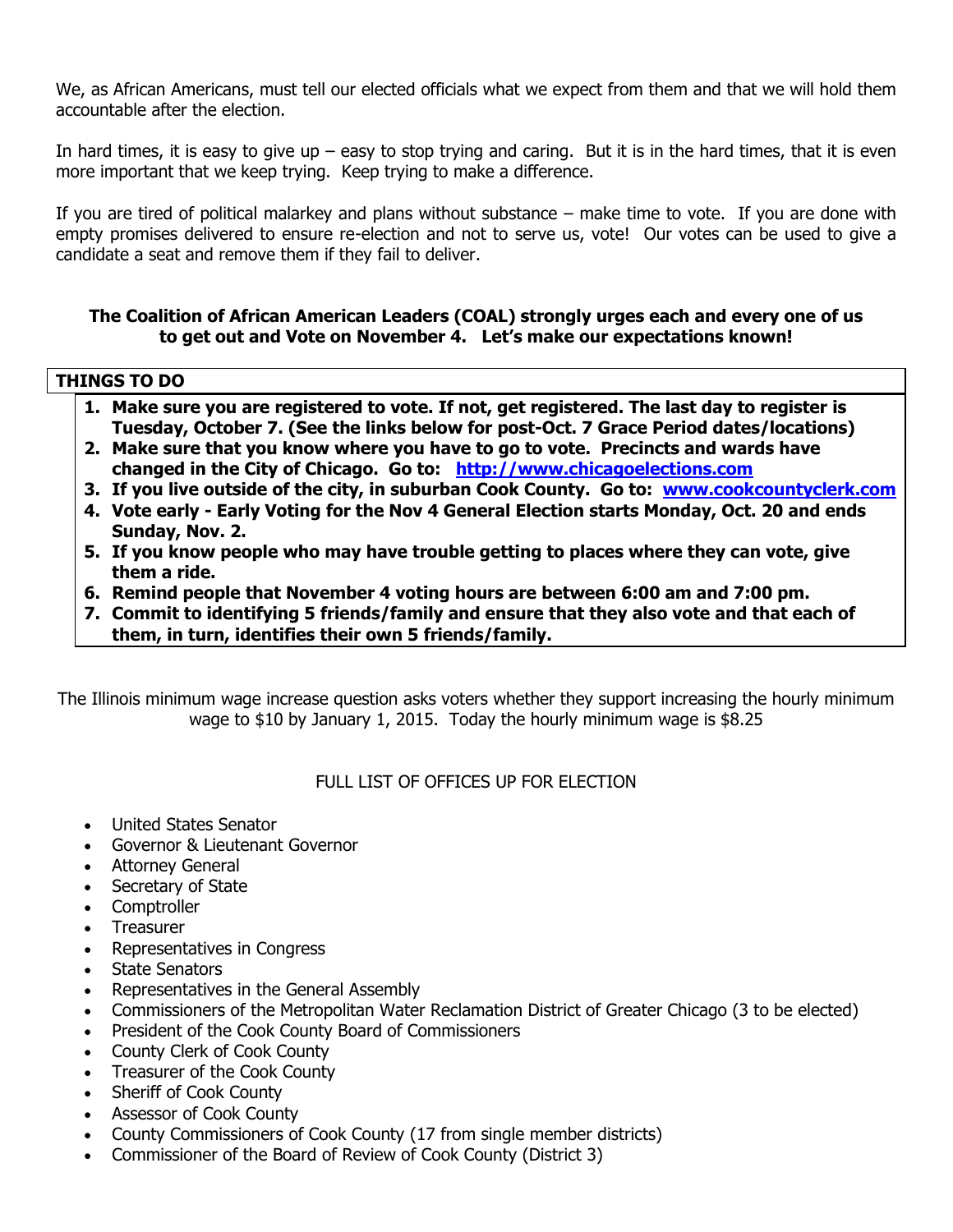We, as African Americans, must tell our elected officials what we expect from them and that we will hold them accountable after the election.

In hard times, it is easy to give up – easy to stop trying and caring. But it is in the hard times, that it is even more important that we keep trying. Keep trying to make a difference.

If you are tired of political malarkey and plans without substance – make time to vote. If you are done with empty promises delivered to ensure re-election and not to serve us, vote! Our votes can be used to give a candidate a seat and remove them if they fail to deliver.

**The Coalition of African American Leaders (COAL) strongly urges each and every one of us to get out and Vote on November 4. Let's make our expectations known!**

**THINGS TO DO**

1. **Make sure you are registered to vote. If not, get registered. The last day to register is Tuesday, October 7. (See the links below for post-Oct. 7 Grace Period dates/locations)**
2. **Make sure that you know where you have to go to vote. Precincts and wards have changed in the City of Chicago. Go to: [http://www.chicagoelections.com](http://www.chicagoelections.com)**
3. **If you live outside of the city, in suburban Cook County. Go to: [www.cookcountyclerk.com](http://www.cookcountyclerk.com)**
4. **Vote early - Early Voting for the Nov 4 General Election starts Monday, Oct. 20 and ends Sunday, Nov. 2.**
5. **If you know people who may have trouble getting to places where they can vote, give them a ride.**
6. **Remind people that November 4 voting hours are between 6:00 am and 7:00 pm.**
7. **Commit to identifying 5 friends/family and ensure that they also vote and that each of them, in turn, identifies their own 5 friends/family.**

The Illinois minimum wage increase question asks voters whether they support increasing the hourly minimum wage to $10 by January 1, 2015. Today the hourly minimum wage is $8.25

FULL LIST OF OFFICES UP FOR ELECTION

- United States Senator
- Governor & Lieutenant Governor
- Attorney General
- Secretary of State
- Comptroller
- Treasurer
- Representatives in Congress
- State Senators
- Representatives in the General Assembly
- Commissioners of the Metropolitan Water Reclamation District of Greater Chicago (3 to be elected)
- President of the Cook County Board of Commissioners
- County Clerk of Cook County
- Treasurer of the Cook County
- Sheriff of Cook County
- Assessor of Cook County
- County Commissioners of Cook County (17 from single member districts)
- Commissioner of the Board of Review of Cook County (District 3)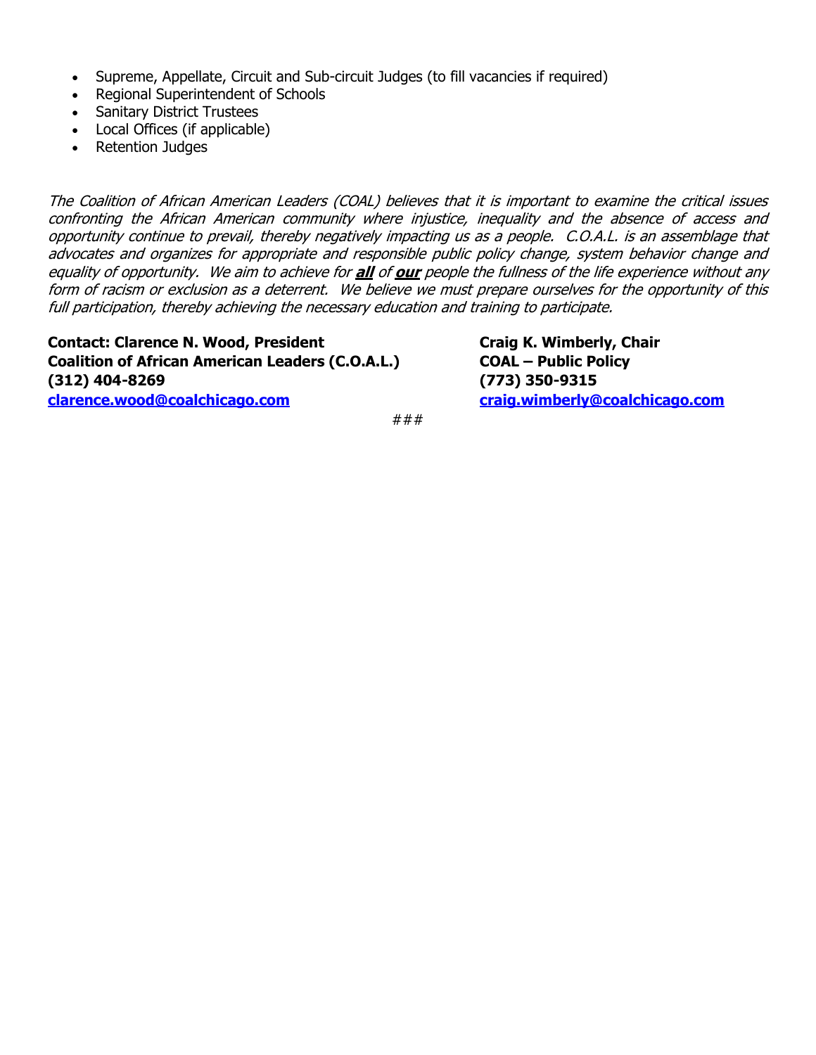- Supreme, Appellate, Circuit and Sub-circuit Judges (to fill vacancies if required)
- Regional Superintendent of Schools
- Sanitary District Trustees
- Local Offices (if applicable)
- Retention Judges

*The Coalition of African American Leaders (COAL) believes that it is important to examine the critical issues confronting the African American community where injustice, inequality and the absence of access and opportunity continue to prevail, thereby negatively impacting us as a people. C.O.A.L. is an assemblage that advocates and organizes for appropriate and responsible public policy change, system behavior change and equality of opportunity. We aim to achieve for* ***all*** *of* ***our*** *people the fullness of the life experience without any form of racism or exclusion as a deterrent. We believe we must prepare ourselves for the opportunity of this full participation, thereby achieving the necessary education and training to participate.*

**Contact: Clarence N. Wood, President**
**Coalition of African American Leaders (C.O.A.L.)**
**(312) 404-8269**
**clarence.wood@coalchicago.com**

**Craig K. Wimberly, Chair**
**COAL – Public Policy**
**(773) 350-9315**
**craig.wimberly@coalchicago.com**

###